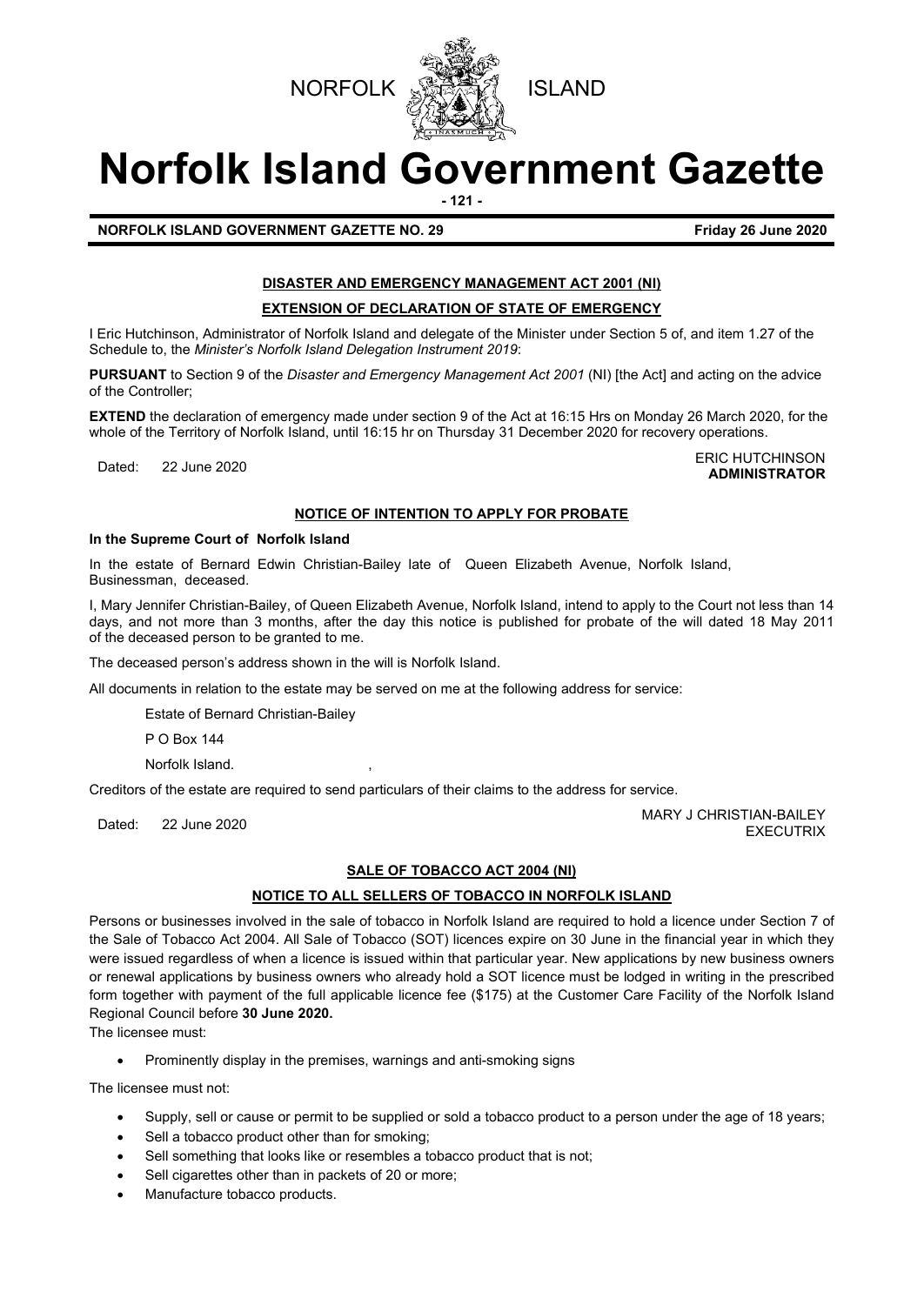NORFOLK ISLAND

# Norfolk Island Government Gazette

**NORFOLK ISLAND GOVERNMENT GAZETTE NO. 29** **Friday 26 June 2020**

## DISASTER AND EMERGENCY MANAGEMENT ACT 2001 (NI)

### EXTENSION OF DECLARATION OF STATE OF EMERGENCY

I Eric Hutchinson, Administrator of Norfolk Island and delegate of the Minister under Section 5 of, and item 1.27 of the Schedule to, the *Minister's Norfolk Island Delegation Instrument 2019*:

**PURSUANT** to Section 9 of the *Disaster and Emergency Management Act 2001* (NI) [the Act] and acting on the advice of the Controller;

**EXTEND** the declaration of emergency made under section 9 of the Act at 16:15 Hrs on Monday 26 March 2020, for the whole of the Territory of Norfolk Island, until 16:15 hr on Thursday 31 December 2020 for recovery operations.

Dated: 22 June 2020

ERIC HUTCHINSON
**ADMINISTRATOR**

## NOTICE OF INTENTION TO APPLY FOR PROBATE

**In the Supreme Court of Norfolk Island**

In the estate of Bernard Edwin Christian-Bailey late of Queen Elizabeth Avenue, Norfolk Island, Businessman, deceased.

I, Mary Jennifer Christian-Bailey, of Queen Elizabeth Avenue, Norfolk Island, intend to apply to the Court not less than 14 days, and not more than 3 months, after the day this notice is published for probate of the will dated 18 May 2011 of the deceased person to be granted to me.

The deceased person's address shown in the will is Norfolk Island.

All documents in relation to the estate may be served on me at the following address for service:

Estate of Bernard Christian-Bailey

P O Box 144

Norfolk Island.

Creditors of the estate are required to send particulars of their claims to the address for service.

Dated: 22 June 2020

MARY J CHRISTIAN-BAILEY
EXECUTRIX

## SALE OF TOBACCO ACT 2004 (NI)

### NOTICE TO ALL SELLERS OF TOBACCO IN NORFOLK ISLAND

Persons or businesses involved in the sale of tobacco in Norfolk Island are required to hold a licence under Section 7 of the Sale of Tobacco Act 2004. All Sale of Tobacco (SOT) licences expire on 30 June in the financial year in which they were issued regardless of when a licence is issued within that particular year. New applications by new business owners or renewal applications by business owners who already hold a SOT licence must be lodged in writing in the prescribed form together with payment of the full applicable licence fee ($175) at the Customer Care Facility of the Norfolk Island Regional Council before **30 June 2020.**

The licensee must:

- Prominently display in the premises, warnings and anti-smoking signs

The licensee must not:

- Supply, sell or cause or permit to be supplied or sold a tobacco product to a person under the age of 18 years;
- Sell a tobacco product other than for smoking;
- Sell something that looks like or resembles a tobacco product that is not;
- Sell cigarettes other than in packets of 20 or more;
- Manufacture tobacco products.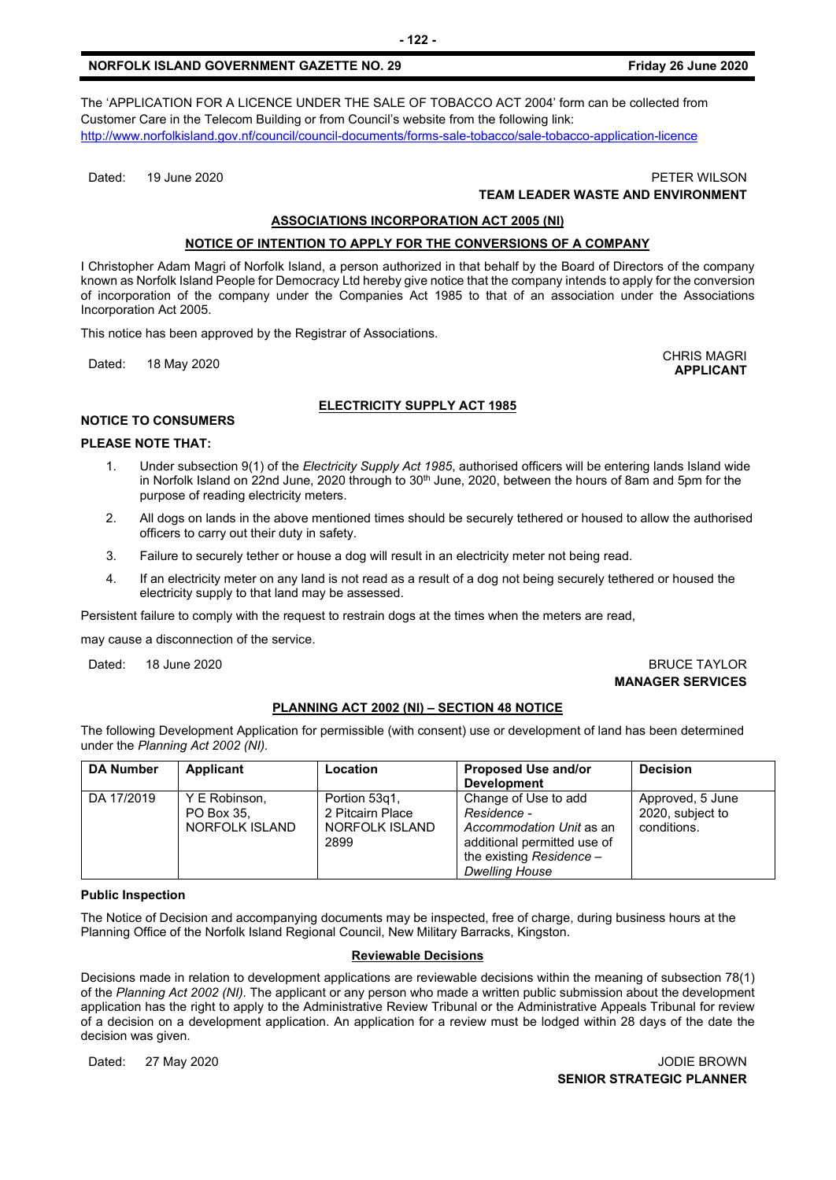The 'APPLICATION FOR A LICENCE UNDER THE SALE OF TOBACCO ACT 2004' form can be collected from Customer Care in the Telecom Building or from Council's website from the following link: http://www.norfolkisland.gov.nf/council/council-documents/forms-sale-tobacco/sale-tobacco-application-licence

Dated: 19 June 2020

PETER WILSON
**TEAM LEADER WASTE AND ENVIRONMENT**

## ASSOCIATIONS INCORPORATION ACT 2005 (NI)

### NOTICE OF INTENTION TO APPLY FOR THE CONVERSIONS OF A COMPANY

I Christopher Adam Magri of Norfolk Island, a person authorized in that behalf by the Board of Directors of the company known as Norfolk Island People for Democracy Ltd hereby give notice that the company intends to apply for the conversion of incorporation of the company under the Companies Act 1985 to that of an association under the Associations Incorporation Act 2005.

This notice has been approved by the Registrar of Associations.

Dated: 18 May 2020

CHRIS MAGRI
**APPLICANT**

## ELECTRICITY SUPPLY ACT 1985

**NOTICE TO CONSUMERS**

**PLEASE NOTE THAT:**

1. Under subsection 9(1) of the *Electricity Supply Act 1985*, authorised officers will be entering lands Island wide in Norfolk Island on 22nd June, 2020 through to 30th June, 2020, between the hours of 8am and 5pm for the purpose of reading electricity meters.
2. All dogs on lands in the above mentioned times should be securely tethered or housed to allow the authorised officers to carry out their duty in safety.
3. Failure to securely tether or house a dog will result in an electricity meter not being read.
4. If an electricity meter on any land is not read as a result of a dog not being securely tethered or housed the electricity supply to that land may be assessed.

Persistent failure to comply with the request to restrain dogs at the times when the meters are read,

may cause a disconnection of the service.

Dated: 18 June 2020

BRUCE TAYLOR
**MANAGER SERVICES**

## PLANNING ACT 2002 (NI) – SECTION 48 NOTICE

The following Development Application for permissible (with consent) use or development of land has been determined under the *Planning Act 2002 (NI).*

| DA Number | Applicant | Location | Proposed Use and/or Development | Decision |
|---|---|---|---|---|
| DA 17/2019 | Y E Robinson, PO Box 35, NORFOLK ISLAND | Portion 53q1, 2 Pitcairn Place NORFOLK ISLAND 2899 | Change of Use to add *Residence - Accommodation Unit* as an additional permitted use of the existing *Residence – Dwelling House* | Approved, 5 June 2020, subject to conditions. |

**Public Inspection**

The Notice of Decision and accompanying documents may be inspected, free of charge, during business hours at the Planning Office of the Norfolk Island Regional Council, New Military Barracks, Kingston.

### Reviewable Decisions

Decisions made in relation to development applications are reviewable decisions within the meaning of subsection 78(1) of the *Planning Act 2002 (NI).* The applicant or any person who made a written public submission about the development application has the right to apply to the Administrative Review Tribunal or the Administrative Appeals Tribunal for review of a decision on a development application. An application for a review must be lodged within 28 days of the date the decision was given.

Dated: 27 May 2020

JODIE BROWN
**SENIOR STRATEGIC PLANNER**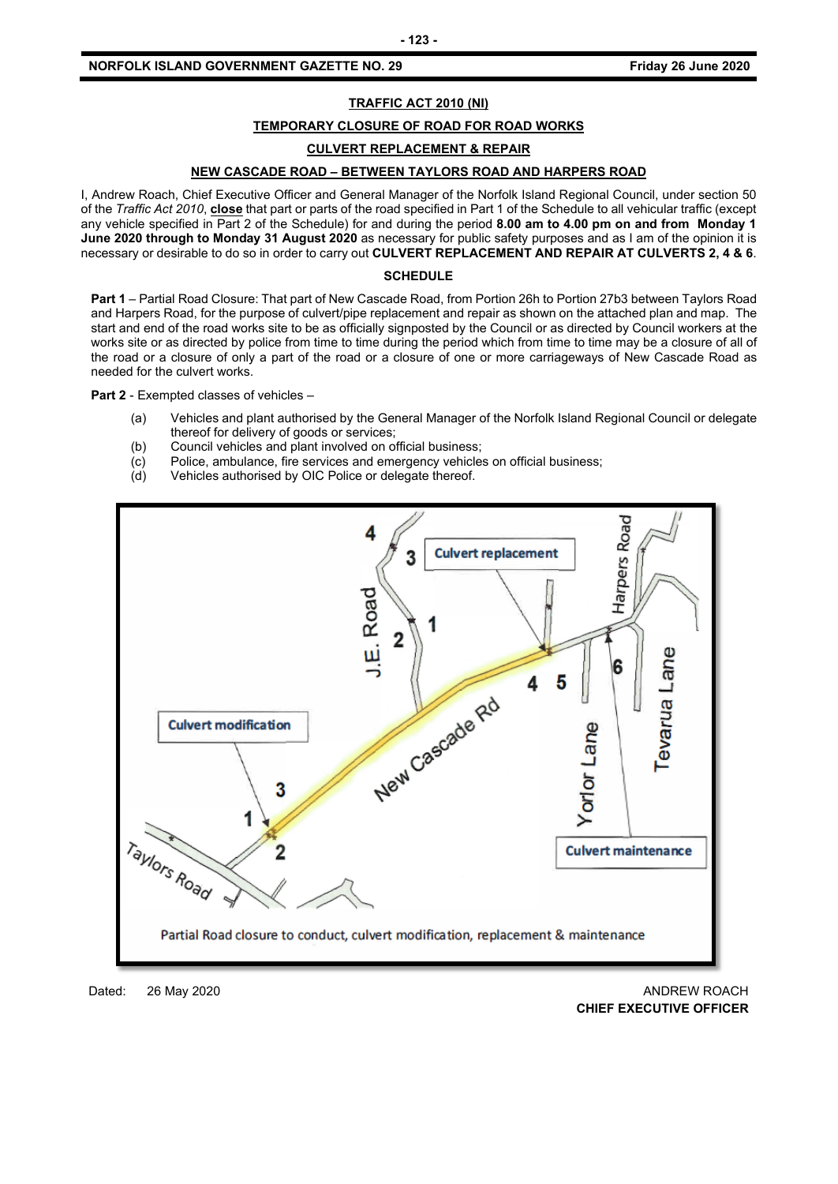**TRAFFIC ACT 2010 (NI)**

**TEMPORARY CLOSURE OF ROAD FOR ROAD WORKS**

**CULVERT REPLACEMENT & REPAIR**

**NEW CASCADE ROAD – BETWEEN TAYLORS ROAD AND HARPERS ROAD**

I, Andrew Roach, Chief Executive Officer and General Manager of the Norfolk Island Regional Council, under section 50 of the *Traffic Act 2010*, **close** that part or parts of the road specified in Part 1 of the Schedule to all vehicular traffic (except any vehicle specified in Part 2 of the Schedule) for and during the period **8.00 am to 4.00 pm on and from Monday 1 June 2020 through to Monday 31 August 2020** as necessary for public safety purposes and as I am of the opinion it is necessary or desirable to do so in order to carry out **CULVERT REPLACEMENT AND REPAIR AT CULVERTS 2, 4 & 6**.

**SCHEDULE**

**Part 1** – Partial Road Closure: That part of New Cascade Road, from Portion 26h to Portion 27b3 between Taylors Road and Harpers Road, for the purpose of culvert/pipe replacement and repair as shown on the attached plan and map. The start and end of the road works site to be as officially signposted by the Council or as directed by Council workers at the works site or as directed by police from time to time during the period which from time to time may be a closure of all of the road or a closure of only a part of the road or a closure of one or more carriageways of New Cascade Road as needed for the culvert works.

**Part 2** - Exempted classes of vehicles –

(a) Vehicles and plant authorised by the General Manager of the Norfolk Island Regional Council or delegate thereof for delivery of goods or services;
(b) Council vehicles and plant involved on official business;
(c) Police, ambulance, fire services and emergency vehicles on official business;
(d) Vehicles authorised by OIC Police or delegate thereof.

Partial Road closure to conduct, culvert modification, replacement & maintenance

Dated: 26 May 2020

ANDREW ROACH
**CHIEF EXECUTIVE OFFICER**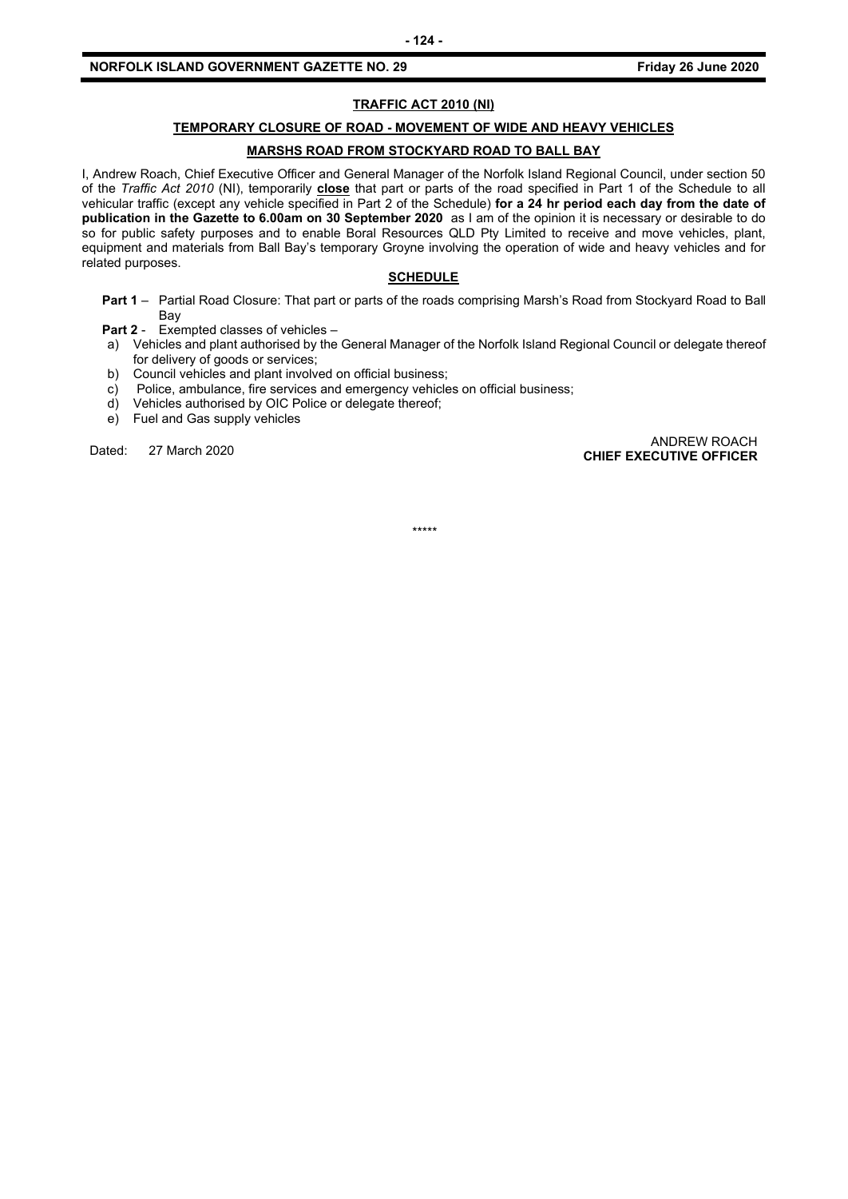**TRAFFIC ACT 2010 (NI)**

**TEMPORARY CLOSURE OF ROAD - MOVEMENT OF WIDE AND HEAVY VEHICLES**

**MARSHS ROAD FROM STOCKYARD ROAD TO BALL BAY**

I, Andrew Roach, Chief Executive Officer and General Manager of the Norfolk Island Regional Council, under section 50 of the *Traffic Act 2010* (NI), temporarily **close** that part or parts of the road specified in Part 1 of the Schedule to all vehicular traffic (except any vehicle specified in Part 2 of the Schedule) **for a 24 hr period each day from the date of publication in the Gazette to 6.00am on 30 September 2020** as I am of the opinion it is necessary or desirable to do so for public safety purposes and to enable Boral Resources QLD Pty Limited to receive and move vehicles, plant, equipment and materials from Ball Bay's temporary Groyne involving the operation of wide and heavy vehicles and for related purposes.

**SCHEDULE**

**Part 1** – Partial Road Closure: That part or parts of the roads comprising Marsh's Road from Stockyard Road to Ball Bay

**Part 2** - Exempted classes of vehicles –

a) Vehicles and plant authorised by the General Manager of the Norfolk Island Regional Council or delegate thereof for delivery of goods or services;
b) Council vehicles and plant involved on official business;
c) Police, ambulance, fire services and emergency vehicles on official business;
d) Vehicles authorised by OIC Police or delegate thereof;
e) Fuel and Gas supply vehicles

Dated: 27 March 2020

ANDREW ROACH
**CHIEF EXECUTIVE OFFICER**

*****